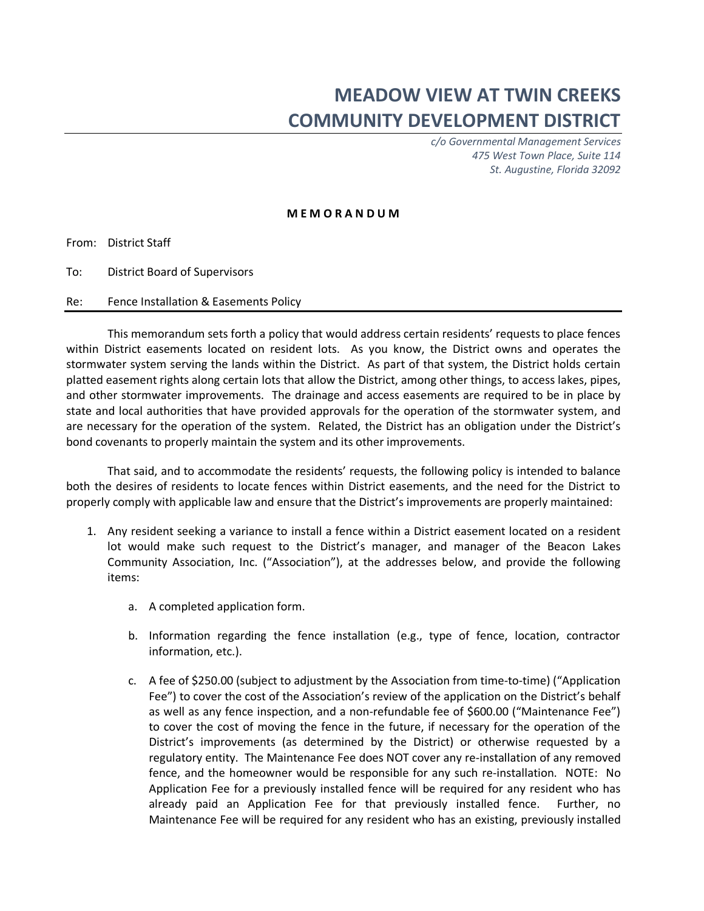# MEADOW VIEW AT TWIN CREEKS COMMUNITY DEVELOPMENT DISTRICT

*c/o Governmental Management Services*
*475 West Town Place, Suite 114*
*St. Augustine, Florida 32092*

**M E M O R A N D U M**

From: District Staff

To: District Board of Supervisors

Re: Fence Installation & Easements Policy

This memorandum sets forth a policy that would address certain residents' requests to place fences within District easements located on resident lots. As you know, the District owns and operates the stormwater system serving the lands within the District. As part of that system, the District holds certain platted easement rights along certain lots that allow the District, among other things, to access lakes, pipes, and other stormwater improvements. The drainage and access easements are required to be in place by state and local authorities that have provided approvals for the operation of the stormwater system, and are necessary for the operation of the system. Related, the District has an obligation under the District's bond covenants to properly maintain the system and its other improvements.

That said, and to accommodate the residents' requests, the following policy is intended to balance both the desires of residents to locate fences within District easements, and the need for the District to properly comply with applicable law and ensure that the District's improvements are properly maintained:

1. Any resident seeking a variance to install a fence within a District easement located on a resident lot would make such request to the District's manager, and manager of the Beacon Lakes Community Association, Inc. ("Association"), at the addresses below, and provide the following items:

    a. A completed application form.

    b. Information regarding the fence installation (e.g., type of fence, location, contractor information, etc.).

    c. A fee of $250.00 (subject to adjustment by the Association from time-to-time) ("Application Fee") to cover the cost of the Association's review of the application on the District's behalf as well as any fence inspection, and a non-refundable fee of $600.00 ("Maintenance Fee") to cover the cost of moving the fence in the future, if necessary for the operation of the District's improvements (as determined by the District) or otherwise requested by a regulatory entity. The Maintenance Fee does NOT cover any re-installation of any removed fence, and the homeowner would be responsible for any such re-installation. NOTE: No Application Fee for a previously installed fence will be required for any resident who has already paid an Application Fee for that previously installed fence. Further, no Maintenance Fee will be required for any resident who has an existing, previously installed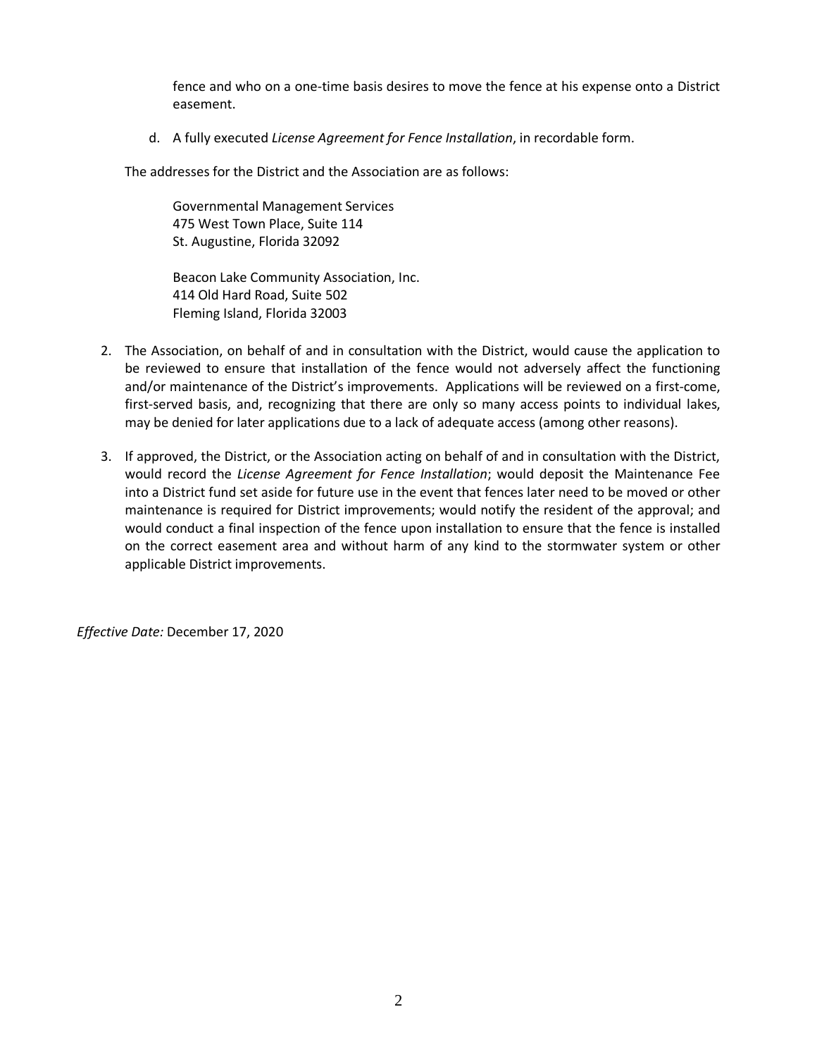fence and who on a one-time basis desires to move the fence at his expense onto a District easement.

d. A fully executed *License Agreement for Fence Installation*, in recordable form.

The addresses for the District and the Association are as follows:

Governmental Management Services
475 West Town Place, Suite 114
St. Augustine, Florida 32092

Beacon Lake Community Association, Inc.
414 Old Hard Road, Suite 502
Fleming Island, Florida 32003

2. The Association, on behalf of and in consultation with the District, would cause the application to be reviewed to ensure that installation of the fence would not adversely affect the functioning and/or maintenance of the District's improvements. Applications will be reviewed on a first-come, first-served basis, and, recognizing that there are only so many access points to individual lakes, may be denied for later applications due to a lack of adequate access (among other reasons).

3. If approved, the District, or the Association acting on behalf of and in consultation with the District, would record the *License Agreement for Fence Installation*; would deposit the Maintenance Fee into a District fund set aside for future use in the event that fences later need to be moved or other maintenance is required for District improvements; would notify the resident of the approval; and would conduct a final inspection of the fence upon installation to ensure that the fence is installed on the correct easement area and without harm of any kind to the stormwater system or other applicable District improvements.

*Effective Date:* December 17, 2020